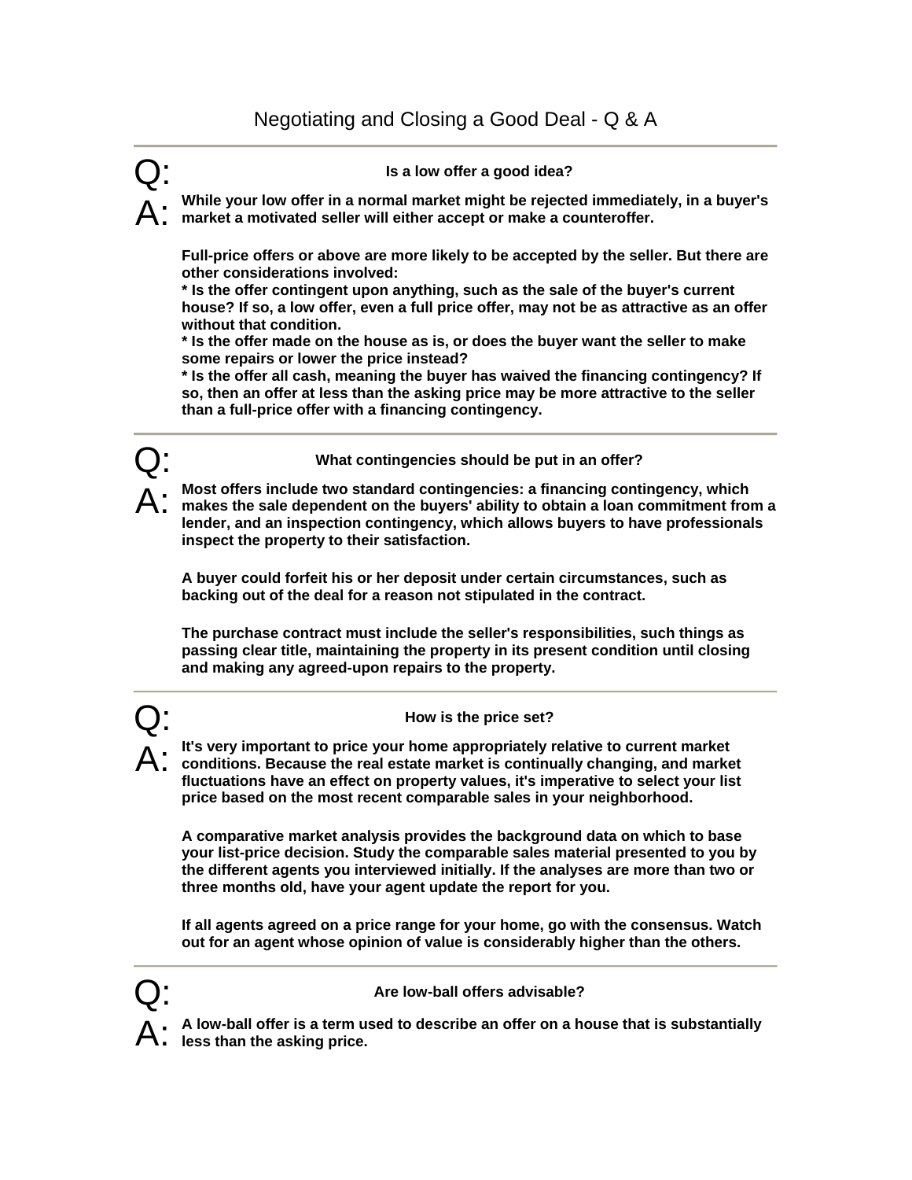# Negotiating and Closing a Good Deal - Q & A

---

Q: **Is a low offer a good idea?**

A: **While your low offer in a normal market might be rejected immediately, in a buyer's market a motivated seller will either accept or make a counteroffer.**

**Full-price offers or above are more likely to be accepted by the seller. But there are other considerations involved:**
**\* Is the offer contingent upon anything, such as the sale of the buyer's current house? If so, a low offer, even a full price offer, may not be as attractive as an offer without that condition.**
**\* Is the offer made on the house as is, or does the buyer want the seller to make some repairs or lower the price instead?**
**\* Is the offer all cash, meaning the buyer has waived the financing contingency? If so, then an offer at less than the asking price may be more attractive to the seller than a full-price offer with a financing contingency.**

---

Q: **What contingencies should be put in an offer?**

A: **Most offers include two standard contingencies: a financing contingency, which makes the sale dependent on the buyers' ability to obtain a loan commitment from a lender, and an inspection contingency, which allows buyers to have professionals inspect the property to their satisfaction.**

**A buyer could forfeit his or her deposit under certain circumstances, such as backing out of the deal for a reason not stipulated in the contract.**

**The purchase contract must include the seller's responsibilities, such things as passing clear title, maintaining the property in its present condition until closing and making any agreed-upon repairs to the property.**

---

Q: **How is the price set?**

A: **It's very important to price your home appropriately relative to current market conditions. Because the real estate market is continually changing, and market fluctuations have an effect on property values, it's imperative to select your list price based on the most recent comparable sales in your neighborhood.**

**A comparative market analysis provides the background data on which to base your list-price decision. Study the comparable sales material presented to you by the different agents you interviewed initially. If the analyses are more than two or three months old, have your agent update the report for you.**

**If all agents agreed on a price range for your home, go with the consensus. Watch out for an agent whose opinion of value is considerably higher than the others.**

---

Q: **Are low-ball offers advisable?**

A: **A low-ball offer is a term used to describe an offer on a house that is substantially less than the asking price.**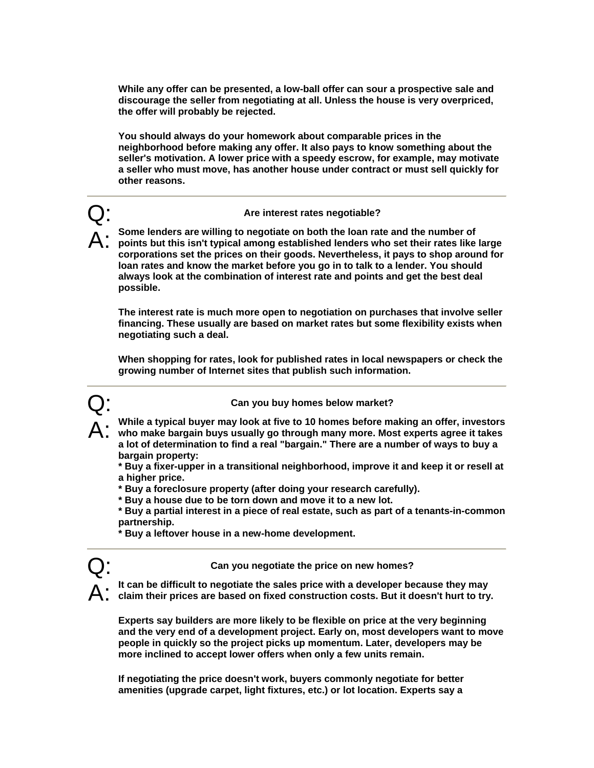**While any offer can be presented, a low-ball offer can sour a prospective sale and discourage the seller from negotiating at all. Unless the house is very overpriced, the offer will probably be rejected.**

**You should always do your homework about comparable prices in the neighborhood before making any offer. It also pays to know something about the seller's motivation. A lower price with a speedy escrow, for example, may motivate a seller who must move, has another house under contract or must sell quickly for other reasons.**

---

Q: **Are interest rates negotiable?**

A: **Some lenders are willing to negotiate on both the loan rate and the number of points but this isn't typical among established lenders who set their rates like large corporations set the prices on their goods. Nevertheless, it pays to shop around for loan rates and know the market before you go in to talk to a lender. You should always look at the combination of interest rate and points and get the best deal possible.**

**The interest rate is much more open to negotiation on purchases that involve seller financing. These usually are based on market rates but some flexibility exists when negotiating such a deal.**

**When shopping for rates, look for published rates in local newspapers or check the growing number of Internet sites that publish such information.**

---

Q: **Can you buy homes below market?**

A: **While a typical buyer may look at five to 10 homes before making an offer, investors who make bargain buys usually go through many more. Most experts agree it takes a lot of determination to find a real "bargain." There are a number of ways to buy a bargain property:**

- **Buy a fixer-upper in a transitional neighborhood, improve it and keep it or resell at a higher price.**
- **Buy a foreclosure property (after doing your research carefully).**
- **Buy a house due to be torn down and move it to a new lot.**
- **Buy a partial interest in a piece of real estate, such as part of a tenants-in-common partnership.**
- **Buy a leftover house in a new-home development.**

---

Q: **Can you negotiate the price on new homes?**

A: **It can be difficult to negotiate the sales price with a developer because they may claim their prices are based on fixed construction costs. But it doesn't hurt to try.**

**Experts say builders are more likely to be flexible on price at the very beginning and the very end of a development project. Early on, most developers want to move people in quickly so the project picks up momentum. Later, developers may be more inclined to accept lower offers when only a few units remain.**

**If negotiating the price doesn't work, buyers commonly negotiate for better amenities (upgrade carpet, light fixtures, etc.) or lot location. Experts say a**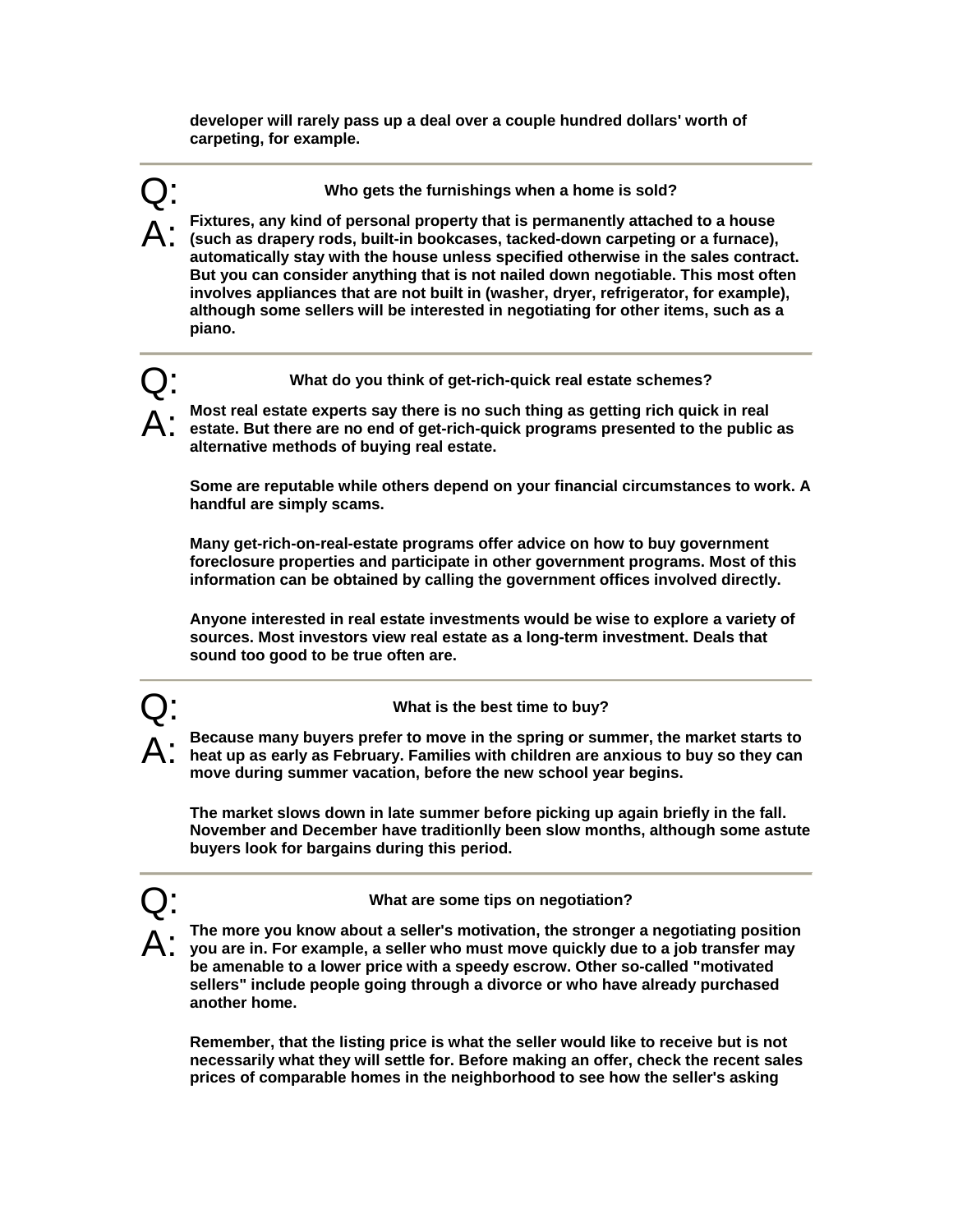**developer will rarely pass up a deal over a couple hundred dollars' worth of carpeting, for example.**

---

Q: **Who gets the furnishings when a home is sold?**

A: **Fixtures, any kind of personal property that is permanently attached to a house (such as drapery rods, built-in bookcases, tacked-down carpeting or a furnace), automatically stay with the house unless specified otherwise in the sales contract. But you can consider anything that is not nailed down negotiable. This most often involves appliances that are not built in (washer, dryer, refrigerator, for example), although some sellers will be interested in negotiating for other items, such as a piano.**

---

Q: **What do you think of get-rich-quick real estate schemes?**

A: **Most real estate experts say there is no such thing as getting rich quick in real estate. But there are no end of get-rich-quick programs presented to the public as alternative methods of buying real estate.**

**Some are reputable while others depend on your financial circumstances to work. A handful are simply scams.**

**Many get-rich-on-real-estate programs offer advice on how to buy government foreclosure properties and participate in other government programs. Most of this information can be obtained by calling the government offices involved directly.**

**Anyone interested in real estate investments would be wise to explore a variety of sources. Most investors view real estate as a long-term investment. Deals that sound too good to be true often are.**

---

Q: **What is the best time to buy?**

A: **Because many buyers prefer to move in the spring or summer, the market starts to heat up as early as February. Families with children are anxious to buy so they can move during summer vacation, before the new school year begins.**

**The market slows down in late summer before picking up again briefly in the fall. November and December have traditionlly been slow months, although some astute buyers look for bargains during this period.**

---

Q: **What are some tips on negotiation?**

A: **The more you know about a seller's motivation, the stronger a negotiating position you are in. For example, a seller who must move quickly due to a job transfer may be amenable to a lower price with a speedy escrow. Other so-called "motivated sellers" include people going through a divorce or who have already purchased another home.**

**Remember, that the listing price is what the seller would like to receive but is not necessarily what they will settle for. Before making an offer, check the recent sales prices of comparable homes in the neighborhood to see how the seller's asking**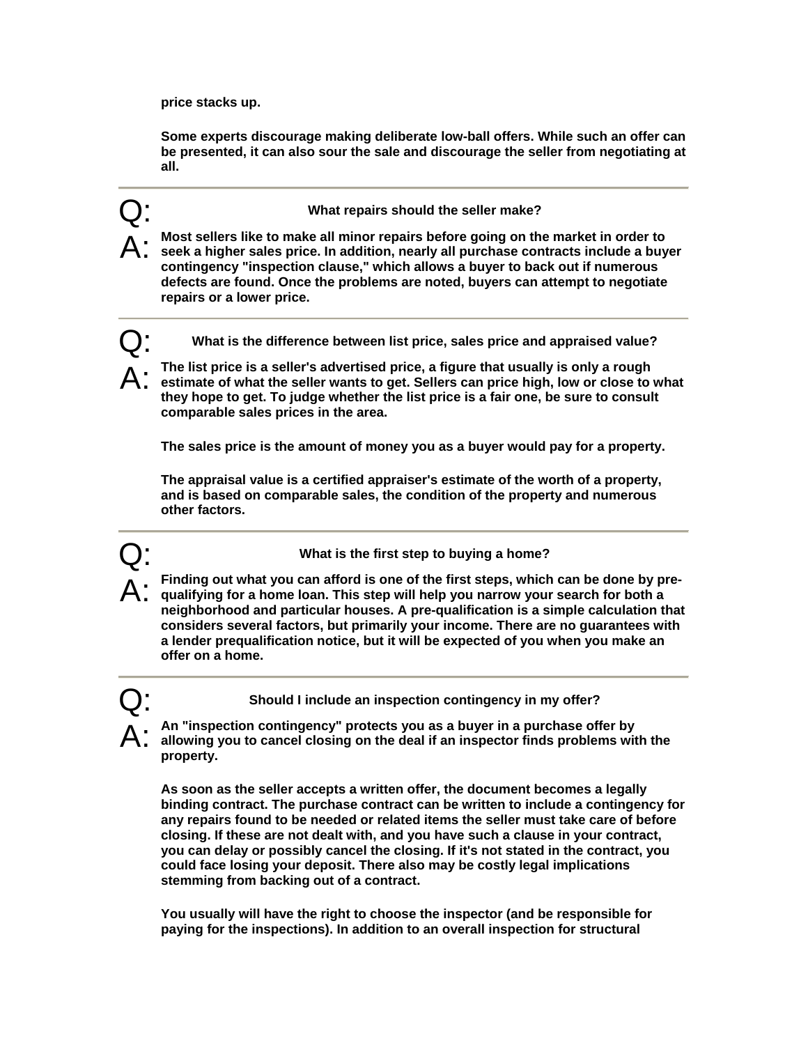**price stacks up.**

**Some experts discourage making deliberate low-ball offers. While such an offer can be presented, it can also sour the sale and discourage the seller from negotiating at all.**

---

Q: **What repairs should the seller make?**

A: **Most sellers like to make all minor repairs before going on the market in order to seek a higher sales price. In addition, nearly all purchase contracts include a buyer contingency "inspection clause," which allows a buyer to back out if numerous defects are found. Once the problems are noted, buyers can attempt to negotiate repairs or a lower price.**

---

Q: **What is the difference between list price, sales price and appraised value?**

A: **The list price is a seller's advertised price, a figure that usually is only a rough estimate of what the seller wants to get. Sellers can price high, low or close to what they hope to get. To judge whether the list price is a fair one, be sure to consult comparable sales prices in the area.**

**The sales price is the amount of money you as a buyer would pay for a property.**

**The appraisal value is a certified appraiser's estimate of the worth of a property, and is based on comparable sales, the condition of the property and numerous other factors.**

---

Q: **What is the first step to buying a home?**

A: **Finding out what you can afford is one of the first steps, which can be done by pre-qualifying for a home loan. This step will help you narrow your search for both a neighborhood and particular houses. A pre-qualification is a simple calculation that considers several factors, but primarily your income. There are no guarantees with a lender prequalification notice, but it will be expected of you when you make an offer on a home.**

---

Q: **Should I include an inspection contingency in my offer?**

A: **An "inspection contingency" protects you as a buyer in a purchase offer by allowing you to cancel closing on the deal if an inspector finds problems with the property.**

**As soon as the seller accepts a written offer, the document becomes a legally binding contract. The purchase contract can be written to include a contingency for any repairs found to be needed or related items the seller must take care of before closing. If these are not dealt with, and you have such a clause in your contract, you can delay or possibly cancel the closing. If it's not stated in the contract, you could face losing your deposit. There also may be costly legal implications stemming from backing out of a contract.**

**You usually will have the right to choose the inspector (and be responsible for paying for the inspections). In addition to an overall inspection for structural**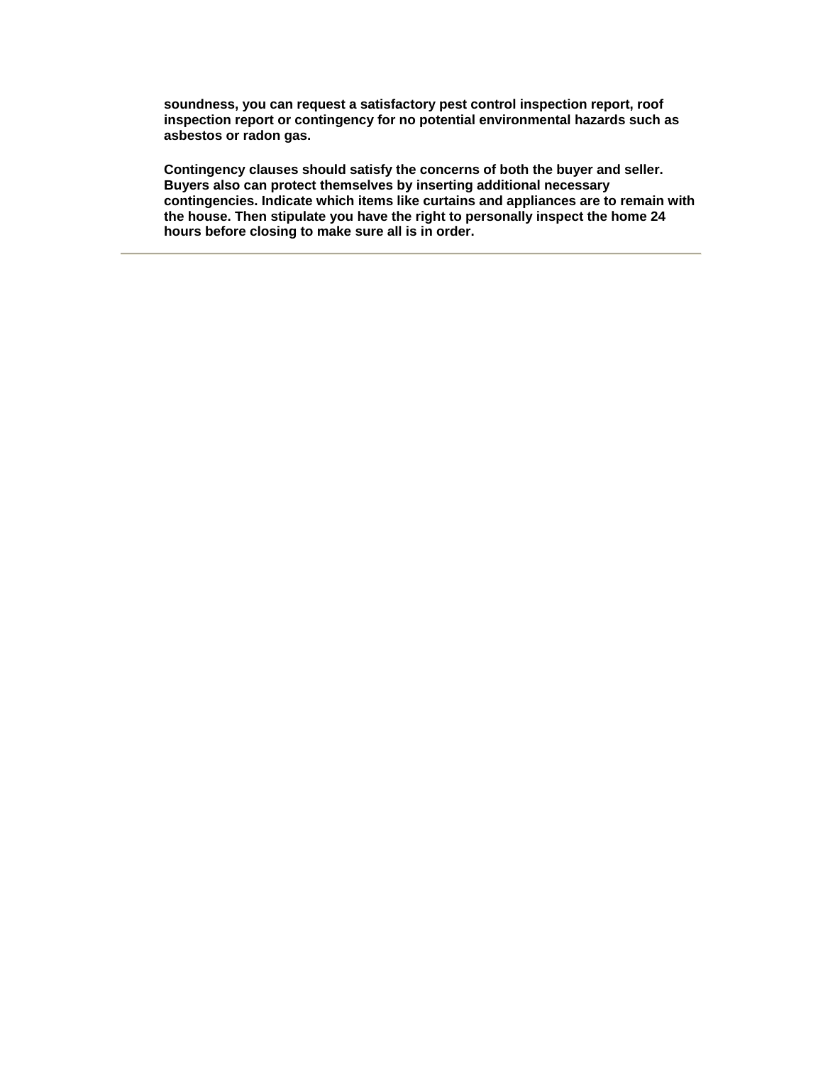**soundness, you can request a satisfactory pest control inspection report, roof inspection report or contingency for no potential environmental hazards such as asbestos or radon gas.**

**Contingency clauses should satisfy the concerns of both the buyer and seller. Buyers also can protect themselves by inserting additional necessary contingencies. Indicate which items like curtains and appliances are to remain with the house. Then stipulate you have the right to personally inspect the home 24 hours before closing to make sure all is in order.**

---